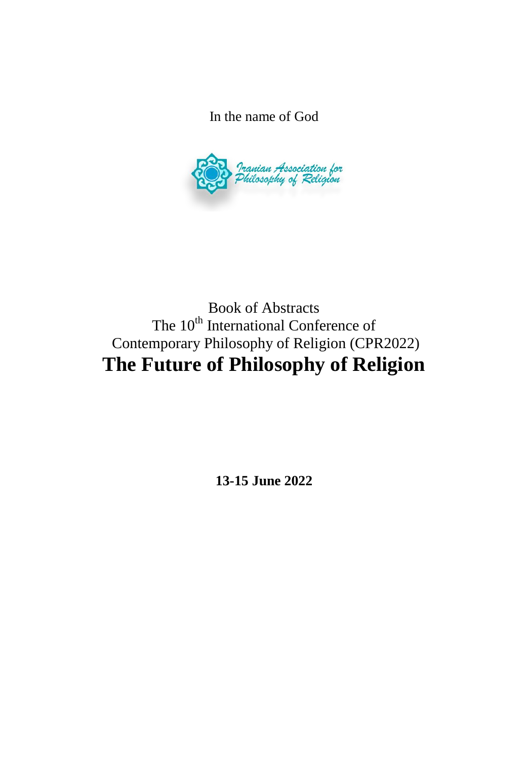In the name of God

Iranian Association for Philosophy of Religion

Book of Abstracts

The 10th International Conference of

Contemporary Philosophy of Religion (CPR2022)

# The Future of Philosophy of Religion

**13-15 June 2022**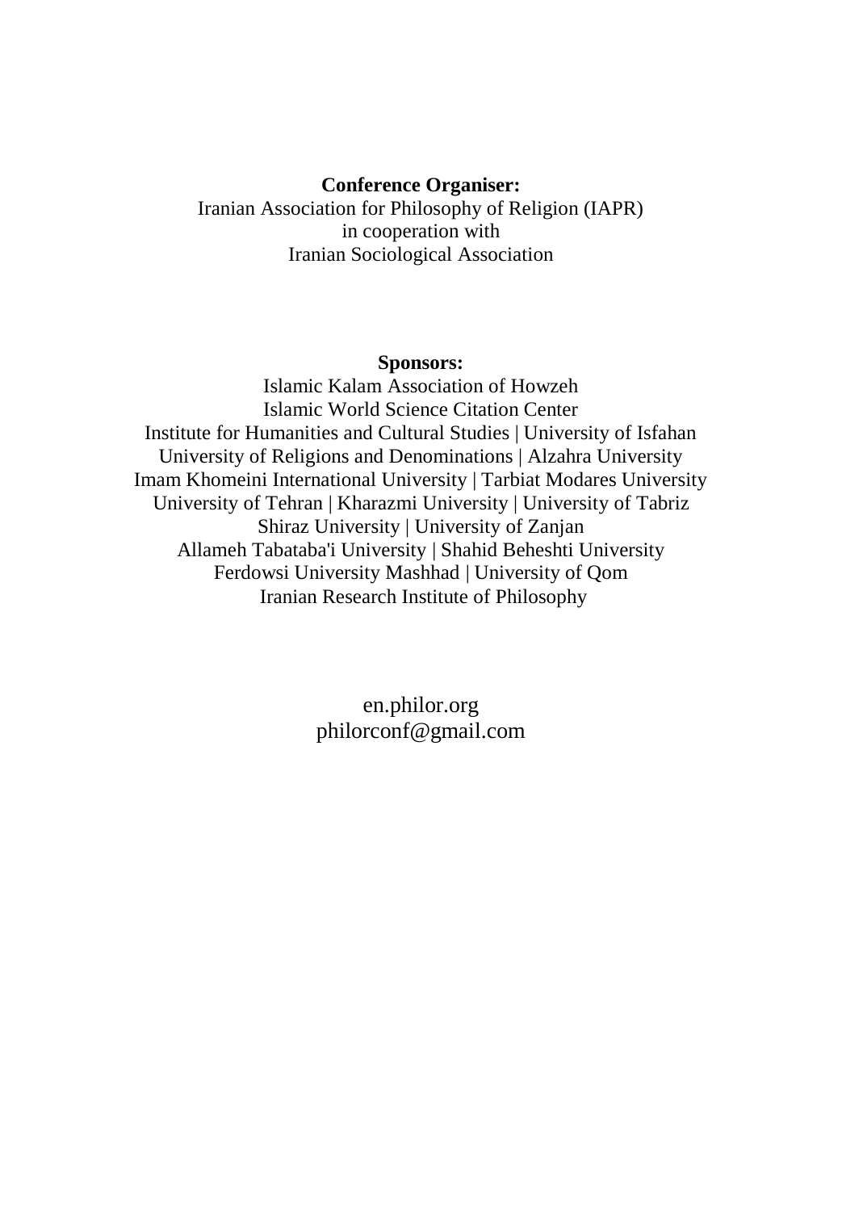**Conference Organiser:**
Iranian Association for Philosophy of Religion (IAPR)
in cooperation with
Iranian Sociological Association

**Sponsors:**
Islamic Kalam Association of Howzeh
Islamic World Science Citation Center
Institute for Humanities and Cultural Studies | University of Isfahan
University of Religions and Denominations | Alzahra University
Imam Khomeini International University | Tarbiat Modares University
University of Tehran | Kharazmi University | University of Tabriz
Shiraz University | University of Zanjan
Allameh Tabataba'i University | Shahid Beheshti University
Ferdowsi University Mashhad | University of Qom
Iranian Research Institute of Philosophy

en.philor.org
philorconf@gmail.com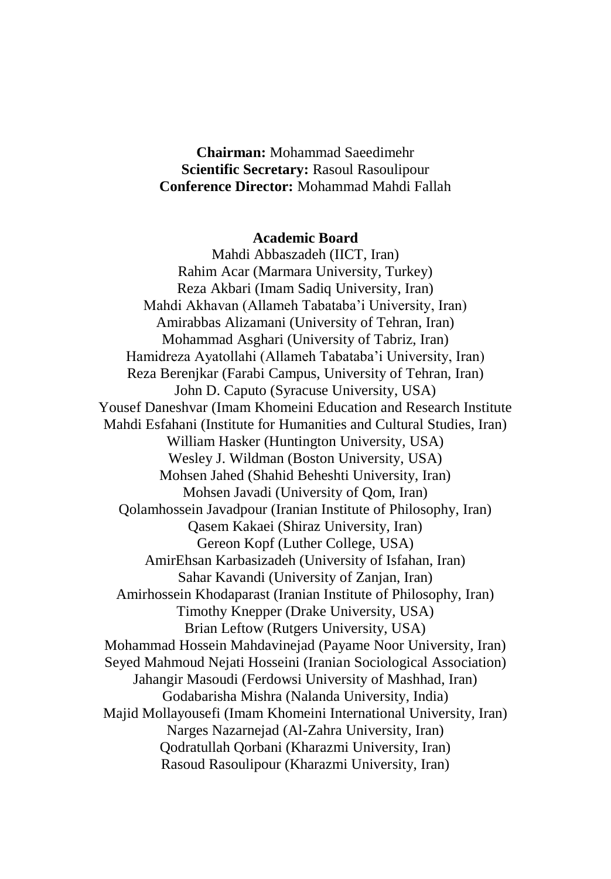**Chairman:** Mohammad Saeedimehr
**Scientific Secretary:** Rasoul Rasoulipour
**Conference Director:** Mohammad Mahdi Fallah

## Academic Board

Mahdi Abbaszadeh (IICT, Iran)
Rahim Acar (Marmara University, Turkey)
Reza Akbari (Imam Sadiq University, Iran)
Mahdi Akhavan (Allameh Tabataba'i University, Iran)
Amirabbas Alizamani (University of Tehran, Iran)
Mohammad Asghari (University of Tabriz, Iran)
Hamidreza Ayatollahi (Allameh Tabataba'i University, Iran)
Reza Berenjkar (Farabi Campus, University of Tehran, Iran)
John D. Caputo (Syracuse University, USA)
Yousef Daneshvar (Imam Khomeini Education and Research Institute
Mahdi Esfahani (Institute for Humanities and Cultural Studies, Iran)
William Hasker (Huntington University, USA)
Wesley J. Wildman (Boston University, USA)
Mohsen Jahed (Shahid Beheshti University, Iran)
Mohsen Javadi (University of Qom, Iran)
Qolamhossein Javadpour (Iranian Institute of Philosophy, Iran)
Qasem Kakaei (Shiraz University, Iran)
Gereon Kopf (Luther College, USA)
AmirEhsan Karbasizadeh (University of Isfahan, Iran)
Sahar Kavandi (University of Zanjan, Iran)
Amirhossein Khodaparast (Iranian Institute of Philosophy, Iran)
Timothy Knepper (Drake University, USA)
Brian Leftow (Rutgers University, USA)
Mohammad Hossein Mahdavinejad (Payame Noor University, Iran)
Seyed Mahmoud Nejati Hosseini (Iranian Sociological Association)
Jahangir Masoudi (Ferdowsi University of Mashhad, Iran)
Godabarisha Mishra (Nalanda University, India)
Majid Mollayousefi (Imam Khomeini International University, Iran)
Narges Nazarnejad (Al-Zahra University, Iran)
Qodratullah Qorbani (Kharazmi University, Iran)
Rasoud Rasoulipour (Kharazmi University, Iran)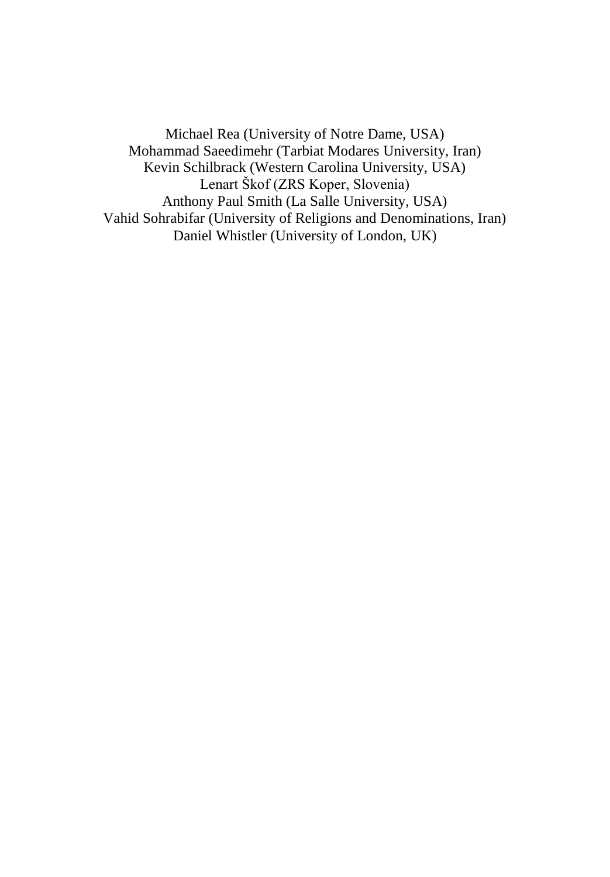Michael Rea (University of Notre Dame, USA)
Mohammad Saeedimehr (Tarbiat Modares University, Iran)
Kevin Schilbrack (Western Carolina University, USA)
Lenart Škof (ZRS Koper, Slovenia)
Anthony Paul Smith (La Salle University, USA)
Vahid Sohrabifar (University of Religions and Denominations, Iran)
Daniel Whistler (University of London, UK)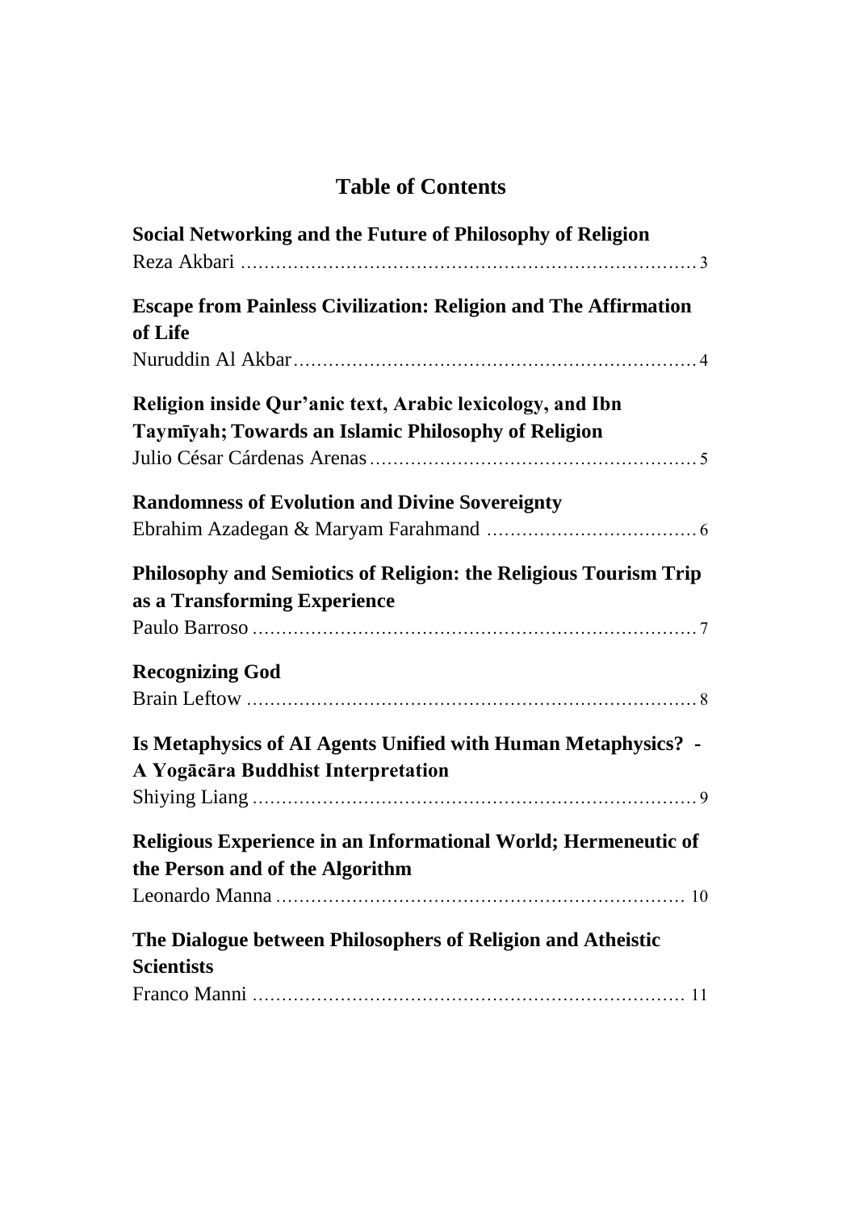# Table of Contents

**Social Networking and the Future of Philosophy of Religion**
Reza Akbari ........................................................................ 3

**Escape from Painless Civilization: Religion and The Affirmation of Life**
Nuruddin Al Akbar ........................................................................ 4

**Religion inside Qur'anic text, Arabic lexicology, and Ibn Taymīyah; Towards an Islamic Philosophy of Religion**
Julio César Cárdenas Arenas ........................................................................ 5

**Randomness of Evolution and Divine Sovereignty**
Ebrahim Azadegan & Maryam Farahmand ........................................................................ 6

**Philosophy and Semiotics of Religion: the Religious Tourism Trip as a Transforming Experience**
Paulo Barroso ........................................................................ 7

**Recognizing God**
Brain Leftow ........................................................................ 8

**Is Metaphysics of AI Agents Unified with Human Metaphysics? - A Yogācāra Buddhist Interpretation**
Shiying Liang ........................................................................ 9

**Religious Experience in an Informational World; Hermeneutic of the Person and of the Algorithm**
Leonardo Manna ........................................................................ 10

**The Dialogue between Philosophers of Religion and Atheistic Scientists**
Franco Manni ........................................................................ 11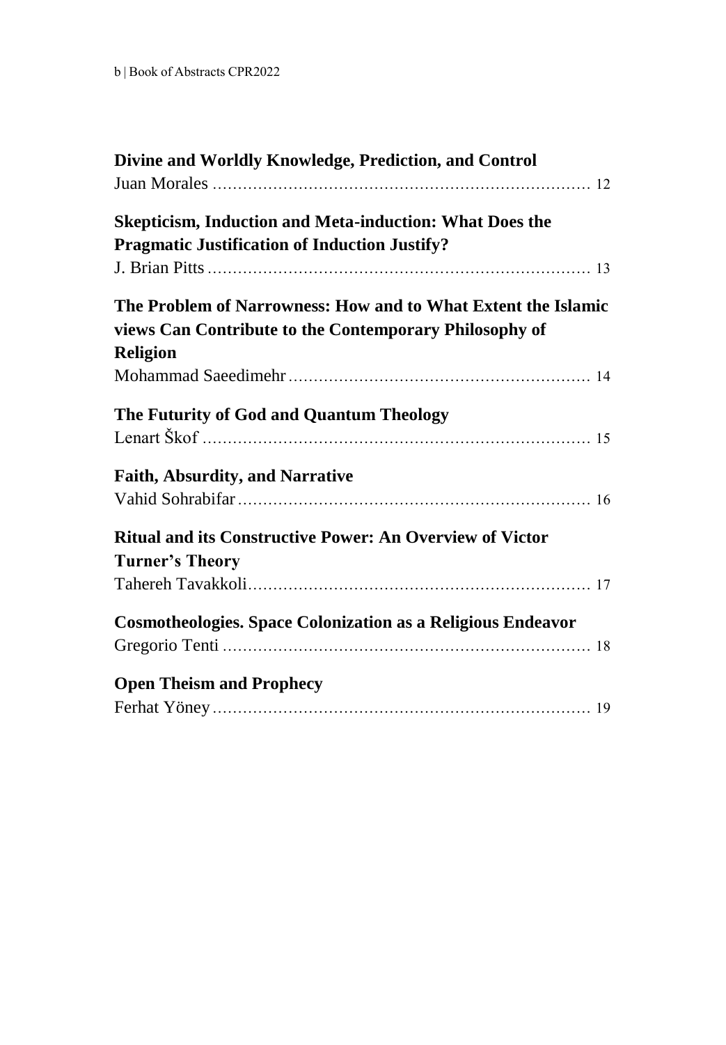**Divine and Worldly Knowledge, Prediction, and Control**
Juan Morales ........................................................................ 12

**Skepticism, Induction and Meta-induction: What Does the Pragmatic Justification of Induction Justify?**
J. Brian Pitts ........................................................................ 13

**The Problem of Narrowness: How and to What Extent the Islamic views Can Contribute to the Contemporary Philosophy of Religion**
Mohammad Saeedimehr ........................................................ 14

**The Futurity of God and Quantum Theology**
Lenart Škof ........................................................................ 15

**Faith, Absurdity, and Narrative**
Vahid Sohrabifar .................................................................. 16

**Ritual and its Constructive Power: An Overview of Victor Turner's Theory**
Tahereh Tavakkoli ................................................................ 17

**Cosmotheologies. Space Colonization as a Religious Endeavor**
Gregorio Tenti ...................................................................... 18

**Open Theism and Prophecy**
Ferhat Yöney ........................................................................ 19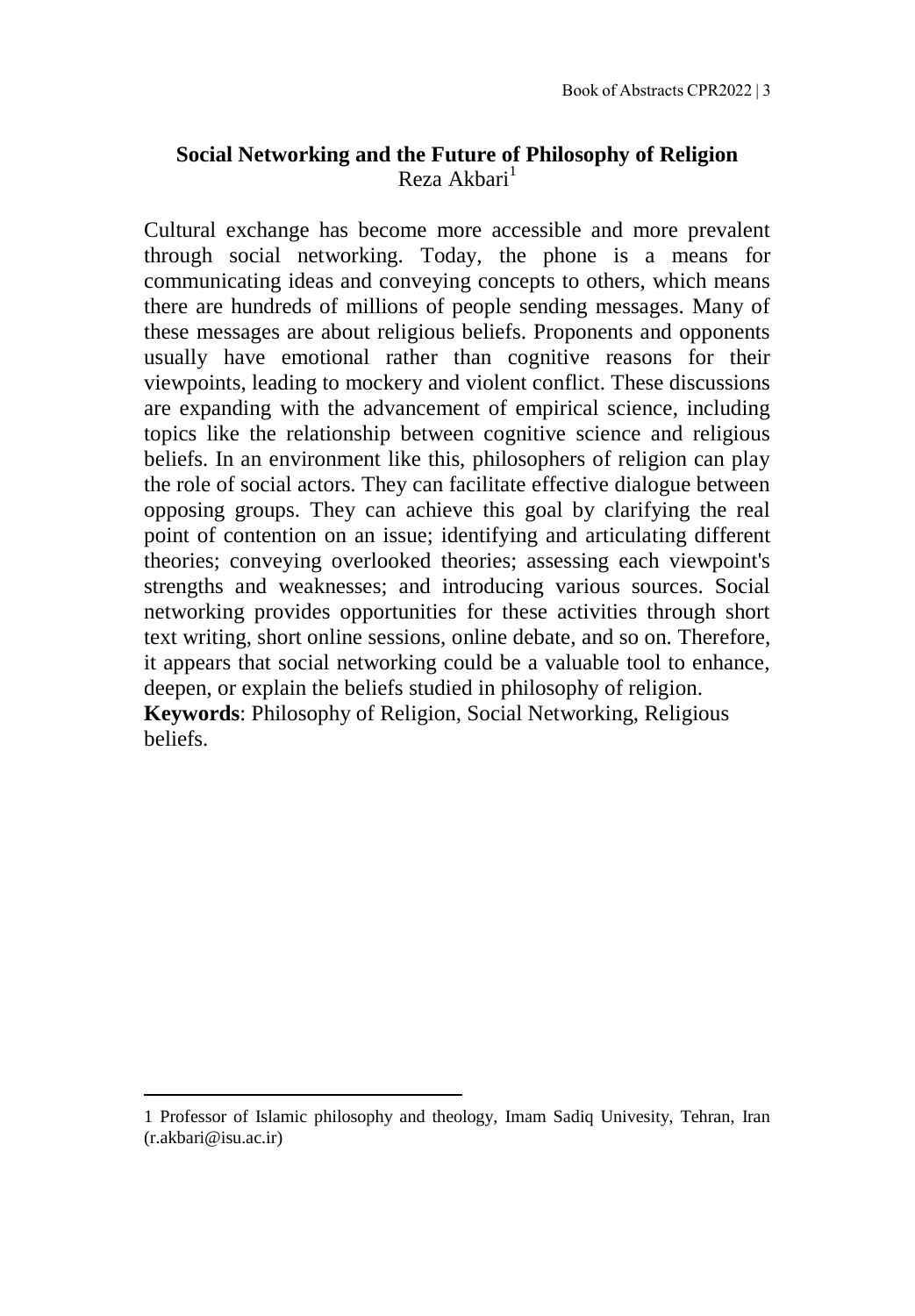## Social Networking and the Future of Philosophy of Religion

Reza Akbari[1]

Cultural exchange has become more accessible and more prevalent through social networking. Today, the phone is a means for communicating ideas and conveying concepts to others, which means there are hundreds of millions of people sending messages. Many of these messages are about religious beliefs. Proponents and opponents usually have emotional rather than cognitive reasons for their viewpoints, leading to mockery and violent conflict. These discussions are expanding with the advancement of empirical science, including topics like the relationship between cognitive science and religious beliefs. In an environment like this, philosophers of religion can play the role of social actors. They can facilitate effective dialogue between opposing groups. They can achieve this goal by clarifying the real point of contention on an issue; identifying and articulating different theories; conveying overlooked theories; assessing each viewpoint's strengths and weaknesses; and introducing various sources. Social networking provides opportunities for these activities through short text writing, short online sessions, online debate, and so on. Therefore, it appears that social networking could be a valuable tool to enhance, deepen, or explain the beliefs studied in philosophy of religion.

**Keywords**: Philosophy of Religion, Social Networking, Religious beliefs.

---

1 Professor of Islamic philosophy and theology, Imam Sadiq Univesity, Tehran, Iran (r.akbari@isu.ac.ir)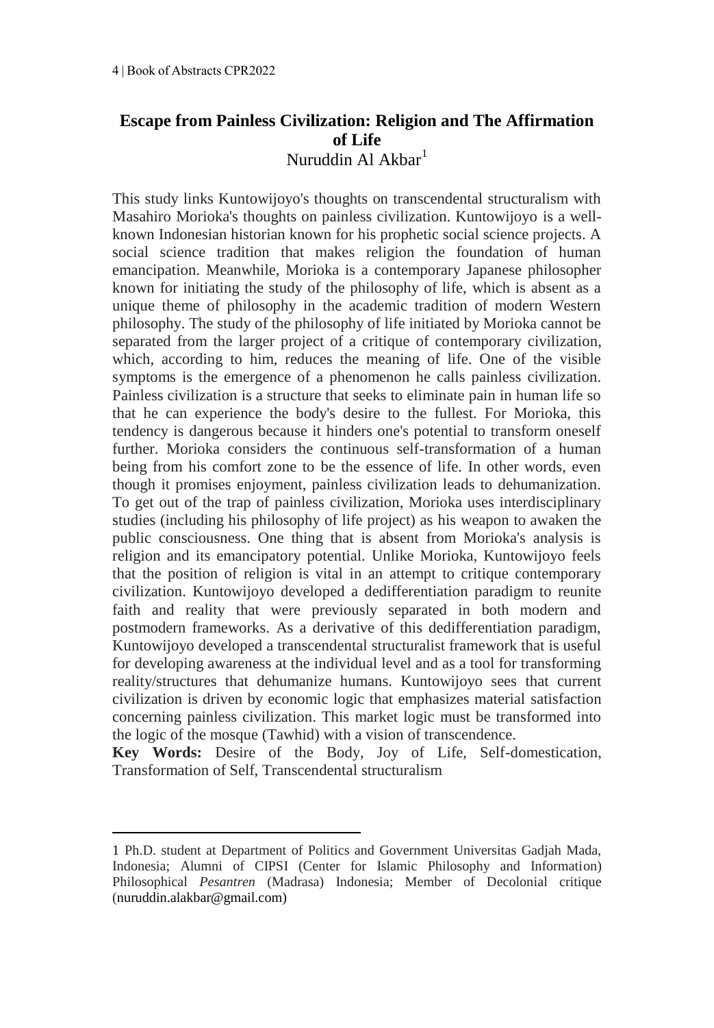# Escape from Painless Civilization: Religion and The Affirmation of Life

Nuruddin Al Akbar[1]

This study links Kuntowijoyo's thoughts on transcendental structuralism with Masahiro Morioka's thoughts on painless civilization. Kuntowijoyo is a well-known Indonesian historian known for his prophetic social science projects. A social science tradition that makes religion the foundation of human emancipation. Meanwhile, Morioka is a contemporary Japanese philosopher known for initiating the study of the philosophy of life, which is absent as a unique theme of philosophy in the academic tradition of modern Western philosophy. The study of the philosophy of life initiated by Morioka cannot be separated from the larger project of a critique of contemporary civilization, which, according to him, reduces the meaning of life. One of the visible symptoms is the emergence of a phenomenon he calls painless civilization. Painless civilization is a structure that seeks to eliminate pain in human life so that he can experience the body's desire to the fullest. For Morioka, this tendency is dangerous because it hinders one's potential to transform oneself further. Morioka considers the continuous self-transformation of a human being from his comfort zone to be the essence of life. In other words, even though it promises enjoyment, painless civilization leads to dehumanization. To get out of the trap of painless civilization, Morioka uses interdisciplinary studies (including his philosophy of life project) as his weapon to awaken the public consciousness. One thing that is absent from Morioka's analysis is religion and its emancipatory potential. Unlike Morioka, Kuntowijoyo feels that the position of religion is vital in an attempt to critique contemporary civilization. Kuntowijoyo developed a dedifferentiation paradigm to reunite faith and reality that were previously separated in both modern and postmodern frameworks. As a derivative of this dedifferentiation paradigm, Kuntowijoyo developed a transcendental structuralist framework that is useful for developing awareness at the individual level and as a tool for transforming reality/structures that dehumanize humans. Kuntowijoyo sees that current civilization is driven by economic logic that emphasizes material satisfaction concerning painless civilization. This market logic must be transformed into the logic of the mosque (Tawhid) with a vision of transcendence.

**Key Words:** Desire of the Body, Joy of Life, Self-domestication, Transformation of Self, Transcendental structuralism

---

[1] Ph.D. student at Department of Politics and Government Universitas Gadjah Mada, Indonesia; Alumni of CIPSI (Center for Islamic Philosophy and Information) Philosophical *Pesantren* (Madrasa) Indonesia; Member of Decolonial critique (nuruddin.alakbar@gmail.com)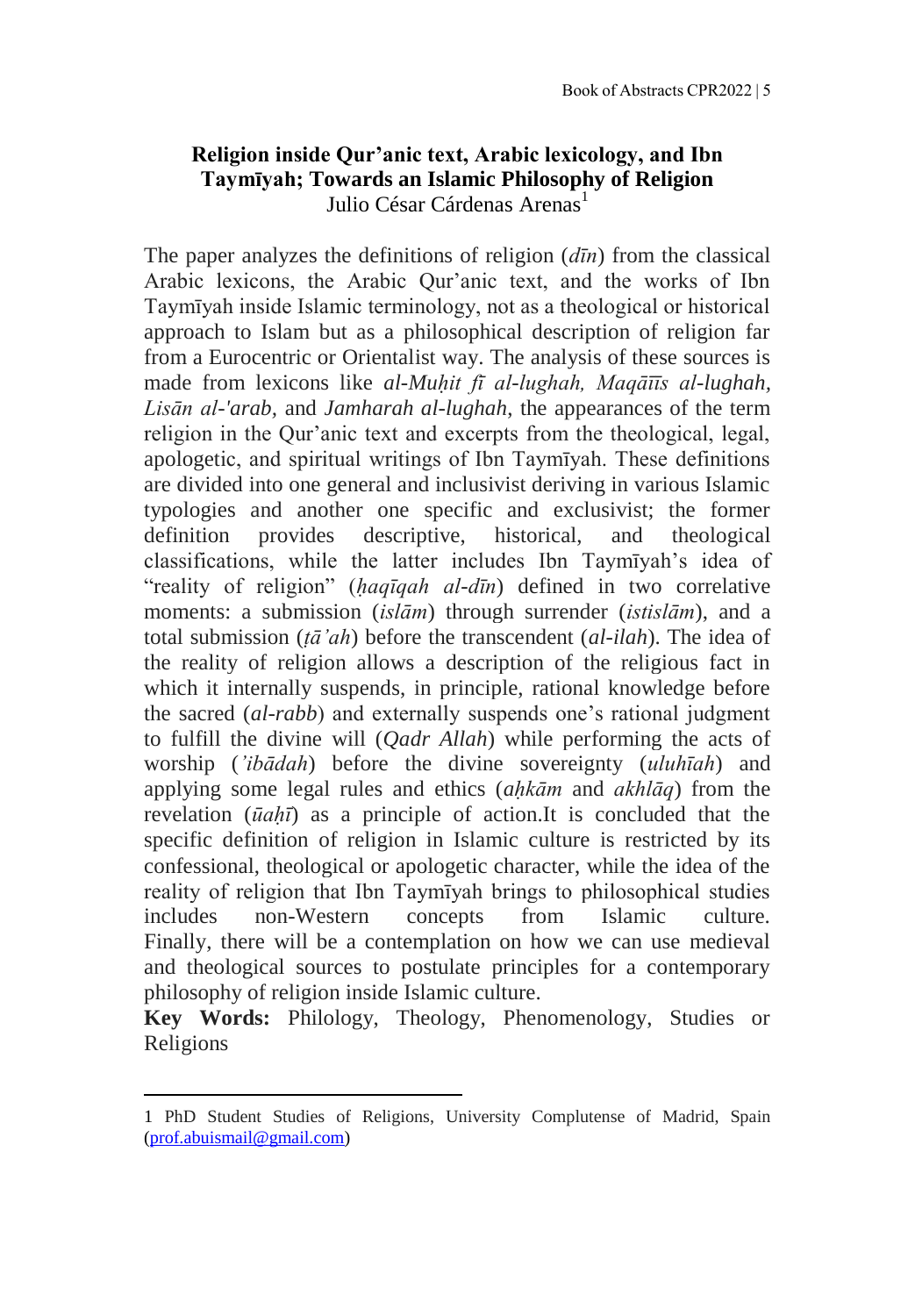## Religion inside Qur'anic text, Arabic lexicology, and Ibn Taymīyah; Towards an Islamic Philosophy of Religion

Julio César Cárdenas Arenas[1]

The paper analyzes the definitions of religion (*dīn*) from the classical Arabic lexicons, the Arabic Qur'anic text, and the works of Ibn Taymīyah inside Islamic terminology, not as a theological or historical approach to Islam but as a philosophical description of religion far from a Eurocentric or Orientalist way. The analysis of these sources is made from lexicons like *al-Muḥit fī al-lughah, Maqāīīs al-lughah, Lisān al-'arab,* and *Jamharah al-lughah*, the appearances of the term religion in the Qur'anic text and excerpts from the theological, legal, apologetic, and spiritual writings of Ibn Taymīyah. These definitions are divided into one general and inclusivist deriving in various Islamic typologies and another one specific and exclusivist; the former definition provides descriptive, historical, and theological classifications, while the latter includes Ibn Taymīyah's idea of "reality of religion" (*ḥaqīqah al-dīn*) defined in two correlative moments: a submission (*islām*) through surrender (*istislām*), and a total submission (*ṭā'ah*) before the transcendent (*al-ilah*). The idea of the reality of religion allows a description of the religious fact in which it internally suspends, in principle, rational knowledge before the sacred (*al-rabb*) and externally suspends one's rational judgment to fulfill the divine will (*Qadr Allah*) while performing the acts of worship (*'ibādah*) before the divine sovereignty (*uluhīah*) and applying some legal rules and ethics (*aḥkām* and *akhlāq*) from the revelation (*ūaḥī*) as a principle of action.It is concluded that the specific definition of religion in Islamic culture is restricted by its confessional, theological or apologetic character, while the idea of the reality of religion that Ibn Taymīyah brings to philosophical studies includes non-Western concepts from Islamic culture. Finally, there will be a contemplation on how we can use medieval and theological sources to postulate principles for a contemporary philosophy of religion inside Islamic culture.

**Key Words:** Philology, Theology, Phenomenology, Studies or Religions

---

[1] PhD Student Studies of Religions, University Complutense of Madrid, Spain (prof.abuismail@gmail.com)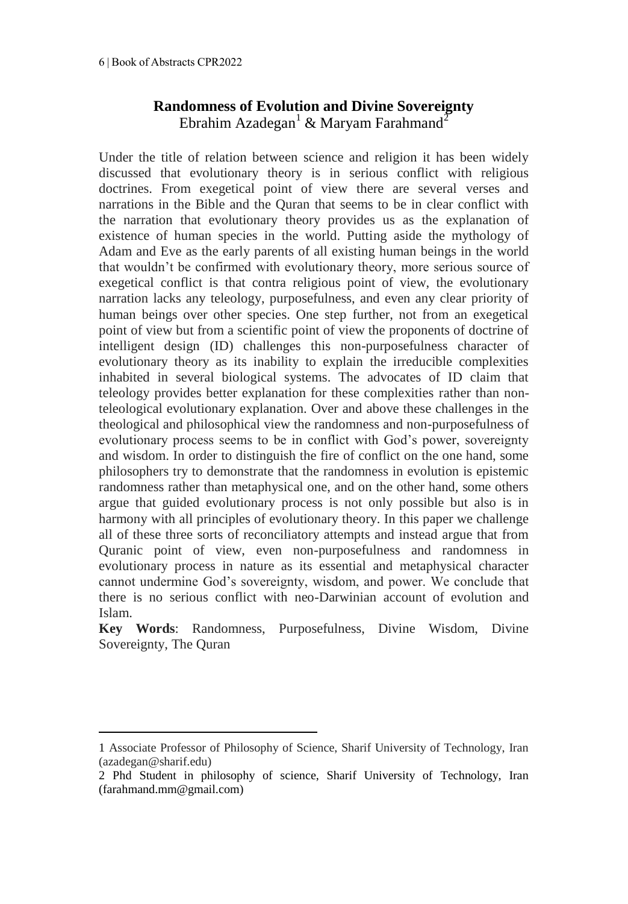## Randomness of Evolution and Divine Sovereignty

Ebrahim Azadegan[1] & Maryam Farahmand[2]

Under the title of relation between science and religion it has been widely discussed that evolutionary theory is in serious conflict with religious doctrines. From exegetical point of view there are several verses and narrations in the Bible and the Quran that seems to be in clear conflict with the narration that evolutionary theory provides us as the explanation of existence of human species in the world. Putting aside the mythology of Adam and Eve as the early parents of all existing human beings in the world that wouldn't be confirmed with evolutionary theory, more serious source of exegetical conflict is that contra religious point of view, the evolutionary narration lacks any teleology, purposefulness, and even any clear priority of human beings over other species. One step further, not from an exegetical point of view but from a scientific point of view the proponents of doctrine of intelligent design (ID) challenges this non-purposefulness character of evolutionary theory as its inability to explain the irreducible complexities inhabited in several biological systems. The advocates of ID claim that teleology provides better explanation for these complexities rather than non-teleological evolutionary explanation. Over and above these challenges in the theological and philosophical view the randomness and non-purposefulness of evolutionary process seems to be in conflict with God's power, sovereignty and wisdom. In order to distinguish the fire of conflict on the one hand, some philosophers try to demonstrate that the randomness in evolution is epistemic randomness rather than metaphysical one, and on the other hand, some others argue that guided evolutionary process is not only possible but also is in harmony with all principles of evolutionary theory. In this paper we challenge all of these three sorts of reconciliatory attempts and instead argue that from Quranic point of view, even non-purposefulness and randomness in evolutionary process in nature as its essential and metaphysical character cannot undermine God's sovereignty, wisdom, and power. We conclude that there is no serious conflict with neo-Darwinian account of evolution and Islam.

**Key Words**: Randomness, Purposefulness, Divine Wisdom, Divine Sovereignty, The Quran

---

1 Associate Professor of Philosophy of Science, Sharif University of Technology, Iran (azadegan@sharif.edu)

2 Phd Student in philosophy of science, Sharif University of Technology, Iran (farahmand.mm@gmail.com)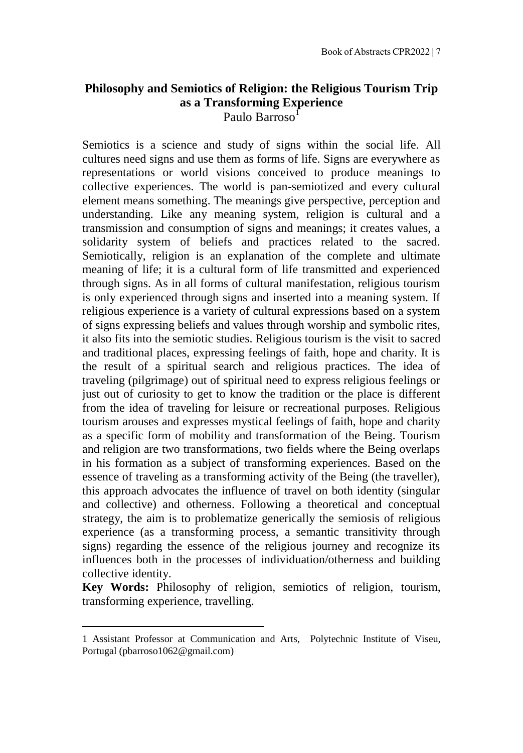## Philosophy and Semiotics of Religion: the Religious Tourism Trip as a Transforming Experience

Paulo Barroso[1]

Semiotics is a science and study of signs within the social life. All cultures need signs and use them as forms of life. Signs are everywhere as representations or world visions conceived to produce meanings to collective experiences. The world is pan-semiotized and every cultural element means something. The meanings give perspective, perception and understanding. Like any meaning system, religion is cultural and a transmission and consumption of signs and meanings; it creates values, a solidarity system of beliefs and practices related to the sacred. Semiotically, religion is an explanation of the complete and ultimate meaning of life; it is a cultural form of life transmitted and experienced through signs. As in all forms of cultural manifestation, religious tourism is only experienced through signs and inserted into a meaning system. If religious experience is a variety of cultural expressions based on a system of signs expressing beliefs and values through worship and symbolic rites, it also fits into the semiotic studies. Religious tourism is the visit to sacred and traditional places, expressing feelings of faith, hope and charity. It is the result of a spiritual search and religious practices. The idea of traveling (pilgrimage) out of spiritual need to express religious feelings or just out of curiosity to get to know the tradition or the place is different from the idea of traveling for leisure or recreational purposes. Religious tourism arouses and expresses mystical feelings of faith, hope and charity as a specific form of mobility and transformation of the Being. Tourism and religion are two transformations, two fields where the Being overlaps in his formation as a subject of transforming experiences. Based on the essence of traveling as a transforming activity of the Being (the traveller), this approach advocates the influence of travel on both identity (singular and collective) and otherness. Following a theoretical and conceptual strategy, the aim is to problematize generically the semiosis of religious experience (as a transforming process, a semantic transitivity through signs) regarding the essence of the religious journey and recognize its influences both in the processes of individuation/otherness and building collective identity.

**Key Words:** Philosophy of religion, semiotics of religion, tourism, transforming experience, travelling.

---

1 Assistant Professor at Communication and Arts, Polytechnic Institute of Viseu, Portugal (pbarroso1062@gmail.com)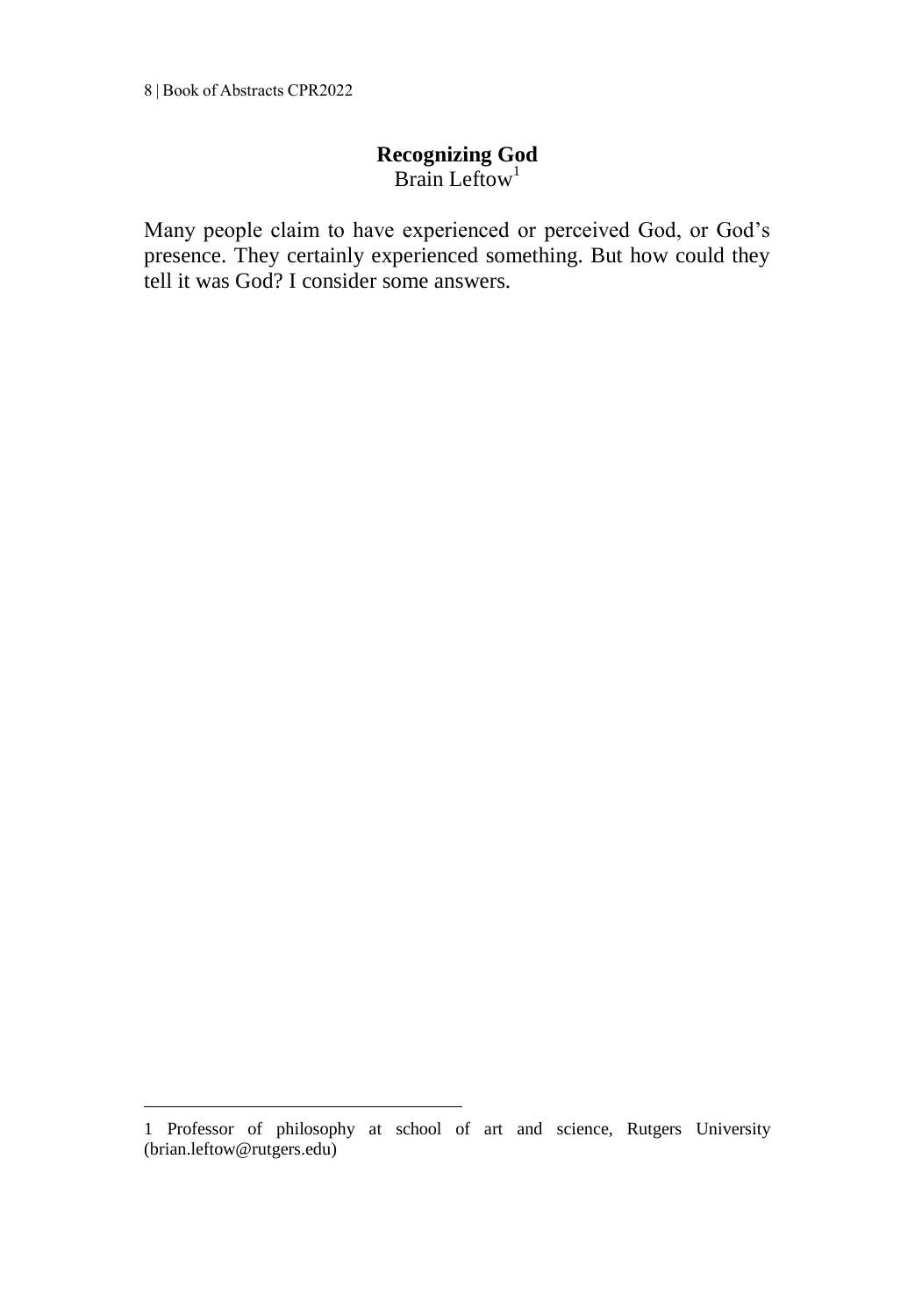## Recognizing God

Brain Leftow[1]

Many people claim to have experienced or perceived God, or God's presence. They certainly experienced something. But how could they tell it was God? I consider some answers.

---

1 Professor of philosophy at school of art and science, Rutgers University (brian.leftow@rutgers.edu)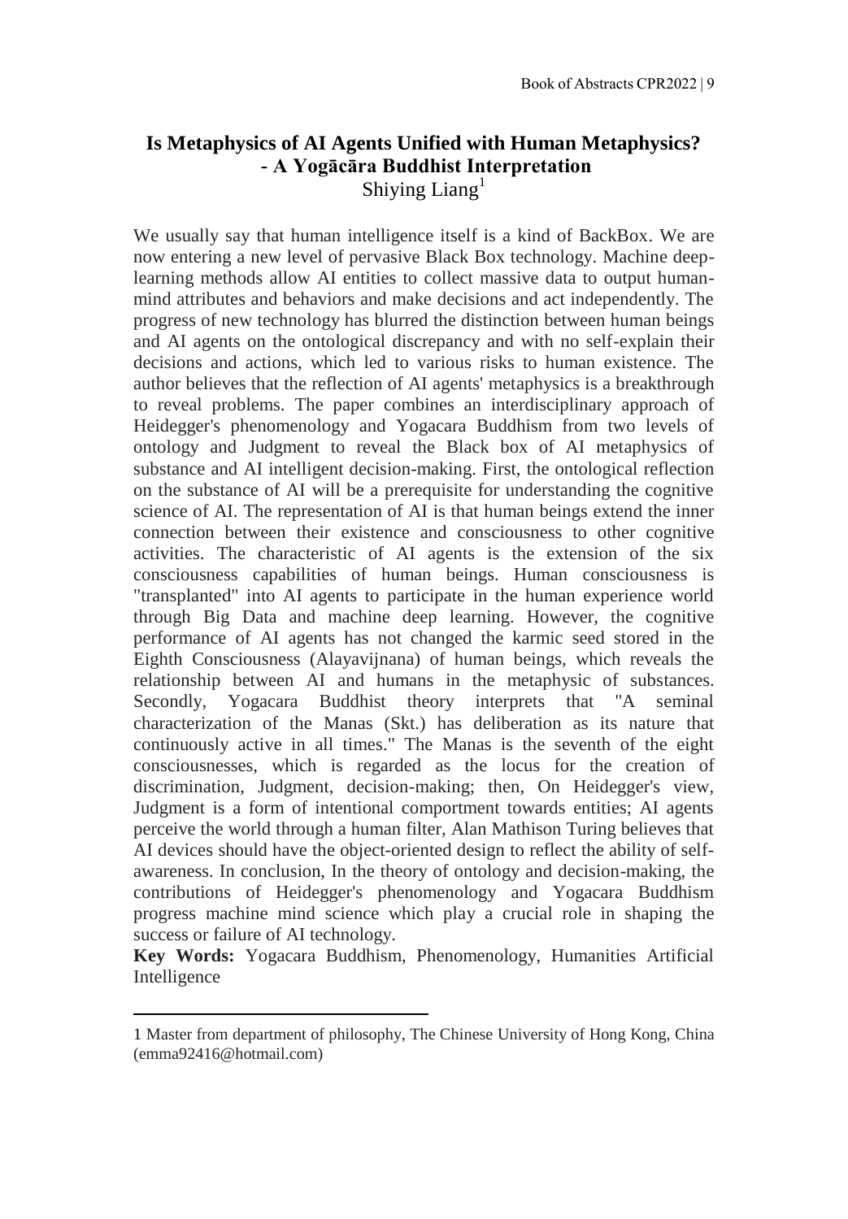# Is Metaphysics of AI Agents Unified with Human Metaphysics? - A Yogācāra Buddhist Interpretation

Shiying Liang[1]

We usually say that human intelligence itself is a kind of BackBox. We are now entering a new level of pervasive Black Box technology. Machine deep-learning methods allow AI entities to collect massive data to output human-mind attributes and behaviors and make decisions and act independently. The progress of new technology has blurred the distinction between human beings and AI agents on the ontological discrepancy and with no self-explain their decisions and actions, which led to various risks to human existence. The author believes that the reflection of AI agents' metaphysics is a breakthrough to reveal problems. The paper combines an interdisciplinary approach of Heidegger's phenomenology and Yogacara Buddhism from two levels of ontology and Judgment to reveal the Black box of AI metaphysics of substance and AI intelligent decision-making. First, the ontological reflection on the substance of AI will be a prerequisite for understanding the cognitive science of AI. The representation of AI is that human beings extend the inner connection between their existence and consciousness to other cognitive activities. The characteristic of AI agents is the extension of the six consciousness capabilities of human beings. Human consciousness is "transplanted" into AI agents to participate in the human experience world through Big Data and machine deep learning. However, the cognitive performance of AI agents has not changed the karmic seed stored in the Eighth Consciousness (Alayavijnana) of human beings, which reveals the relationship between AI and humans in the metaphysic of substances. Secondly, Yogacara Buddhist theory interprets that "A seminal characterization of the Manas (Skt.) has deliberation as its nature that continuously active in all times." The Manas is the seventh of the eight consciousnesses, which is regarded as the locus for the creation of discrimination, Judgment, decision-making; then, On Heidegger's view, Judgment is a form of intentional comportment towards entities; AI agents perceive the world through a human filter, Alan Mathison Turing believes that AI devices should have the object-oriented design to reflect the ability of self-awareness. In conclusion, In the theory of ontology and decision-making, the contributions of Heidegger's phenomenology and Yogacara Buddhism progress machine mind science which play a crucial role in shaping the success or failure of AI technology.

**Key Words:** Yogacara Buddhism, Phenomenology, Humanities Artificial Intelligence

---

[1] Master from department of philosophy, The Chinese University of Hong Kong, China (emma92416@hotmail.com)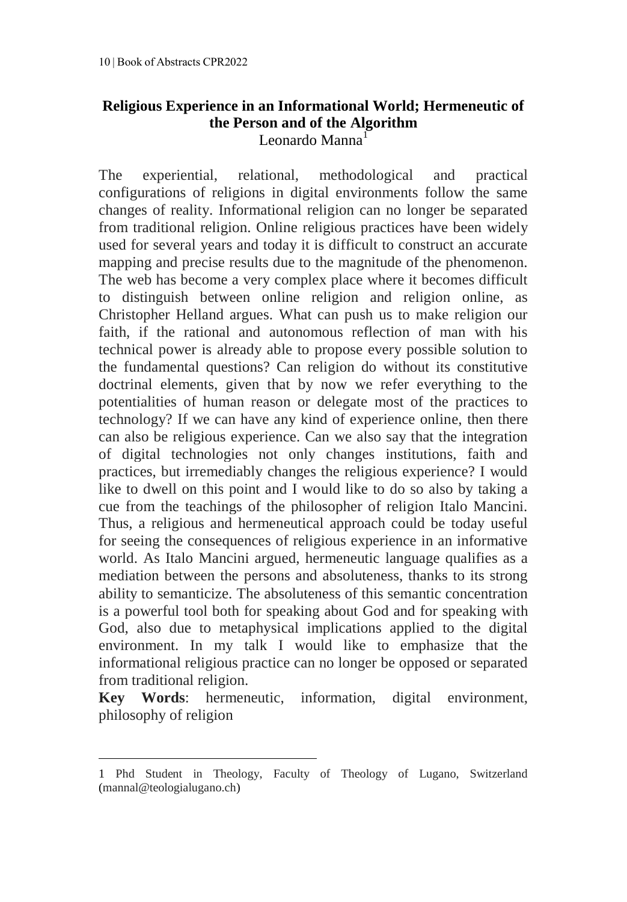## Religious Experience in an Informational World; Hermeneutic of the Person and of the Algorithm

Leonardo Manna[1]

The experiential, relational, methodological and practical configurations of religions in digital environments follow the same changes of reality. Informational religion can no longer be separated from traditional religion. Online religious practices have been widely used for several years and today it is difficult to construct an accurate mapping and precise results due to the magnitude of the phenomenon. The web has become a very complex place where it becomes difficult to distinguish between online religion and religion online, as Christopher Helland argues. What can push us to make religion our faith, if the rational and autonomous reflection of man with his technical power is already able to propose every possible solution to the fundamental questions? Can religion do without its constitutive doctrinal elements, given that by now we refer everything to the potentialities of human reason or delegate most of the practices to technology? If we can have any kind of experience online, then there can also be religious experience. Can we also say that the integration of digital technologies not only changes institutions, faith and practices, but irremediably changes the religious experience? I would like to dwell on this point and I would like to do so also by taking a cue from the teachings of the philosopher of religion Italo Mancini. Thus, a religious and hermeneutical approach could be today useful for seeing the consequences of religious experience in an informative world. As Italo Mancini argued, hermeneutic language qualifies as a mediation between the persons and absoluteness, thanks to its strong ability to semanticize. The absoluteness of this semantic concentration is a powerful tool both for speaking about God and for speaking with God, also due to metaphysical implications applied to the digital environment. In my talk I would like to emphasize that the informational religious practice can no longer be opposed or separated from traditional religion.

**Key Words**: hermeneutic, information, digital environment, philosophy of religion

---

1 Phd Student in Theology, Faculty of Theology of Lugano, Switzerland (mannal@teologialugano.ch)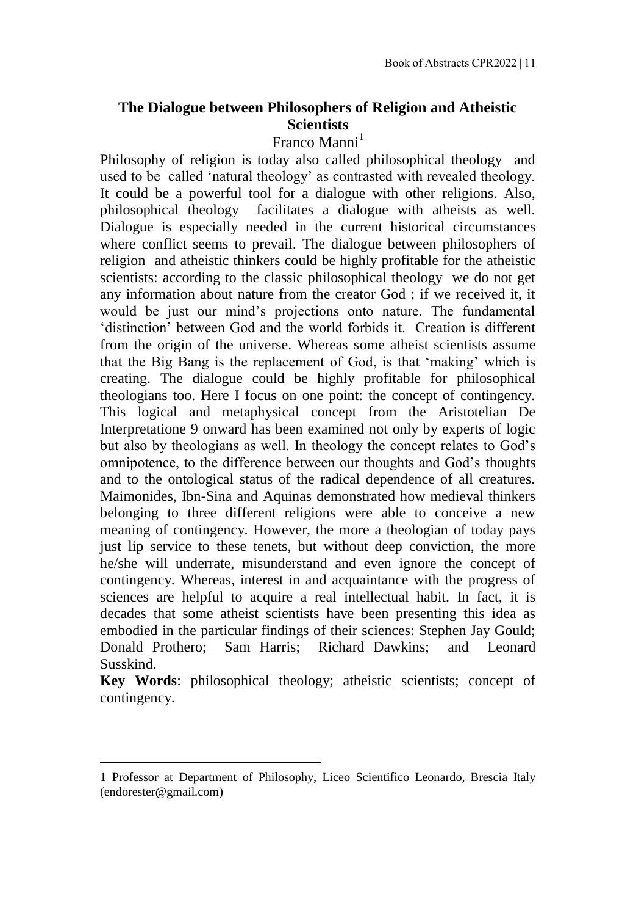## The Dialogue between Philosophers of Religion and Atheistic Scientists

Franco Manni[1]

Philosophy of religion is today also called philosophical theology and used to be called 'natural theology' as contrasted with revealed theology. It could be a powerful tool for a dialogue with other religions. Also, philosophical theology facilitates a dialogue with atheists as well. Dialogue is especially needed in the current historical circumstances where conflict seems to prevail. The dialogue between philosophers of religion and atheistic thinkers could be highly profitable for the atheistic scientists: according to the classic philosophical theology we do not get any information about nature from the creator God ; if we received it, it would be just our mind's projections onto nature. The fundamental 'distinction' between God and the world forbids it. Creation is different from the origin of the universe. Whereas some atheist scientists assume that the Big Bang is the replacement of God, is that 'making' which is creating. The dialogue could be highly profitable for philosophical theologians too. Here I focus on one point: the concept of contingency. This logical and metaphysical concept from the Aristotelian De Interpretatione 9 onward has been examined not only by experts of logic but also by theologians as well. In theology the concept relates to God's omnipotence, to the difference between our thoughts and God's thoughts and to the ontological status of the radical dependence of all creatures. Maimonides, Ibn-Sina and Aquinas demonstrated how medieval thinkers belonging to three different religions were able to conceive a new meaning of contingency. However, the more a theologian of today pays just lip service to these tenets, but without deep conviction, the more he/she will underrate, misunderstand and even ignore the concept of contingency. Whereas, interest in and acquaintance with the progress of sciences are helpful to acquire a real intellectual habit. In fact, it is decades that some atheist scientists have been presenting this idea as embodied in the particular findings of their sciences: Stephen Jay Gould; Donald Prothero; Sam Harris; Richard Dawkins; and Leonard Susskind.

**Key Words**: philosophical theology; atheistic scientists; concept of contingency.

---

1 Professor at Department of Philosophy, Liceo Scientifico Leonardo, Brescia Italy (endorester@gmail.com)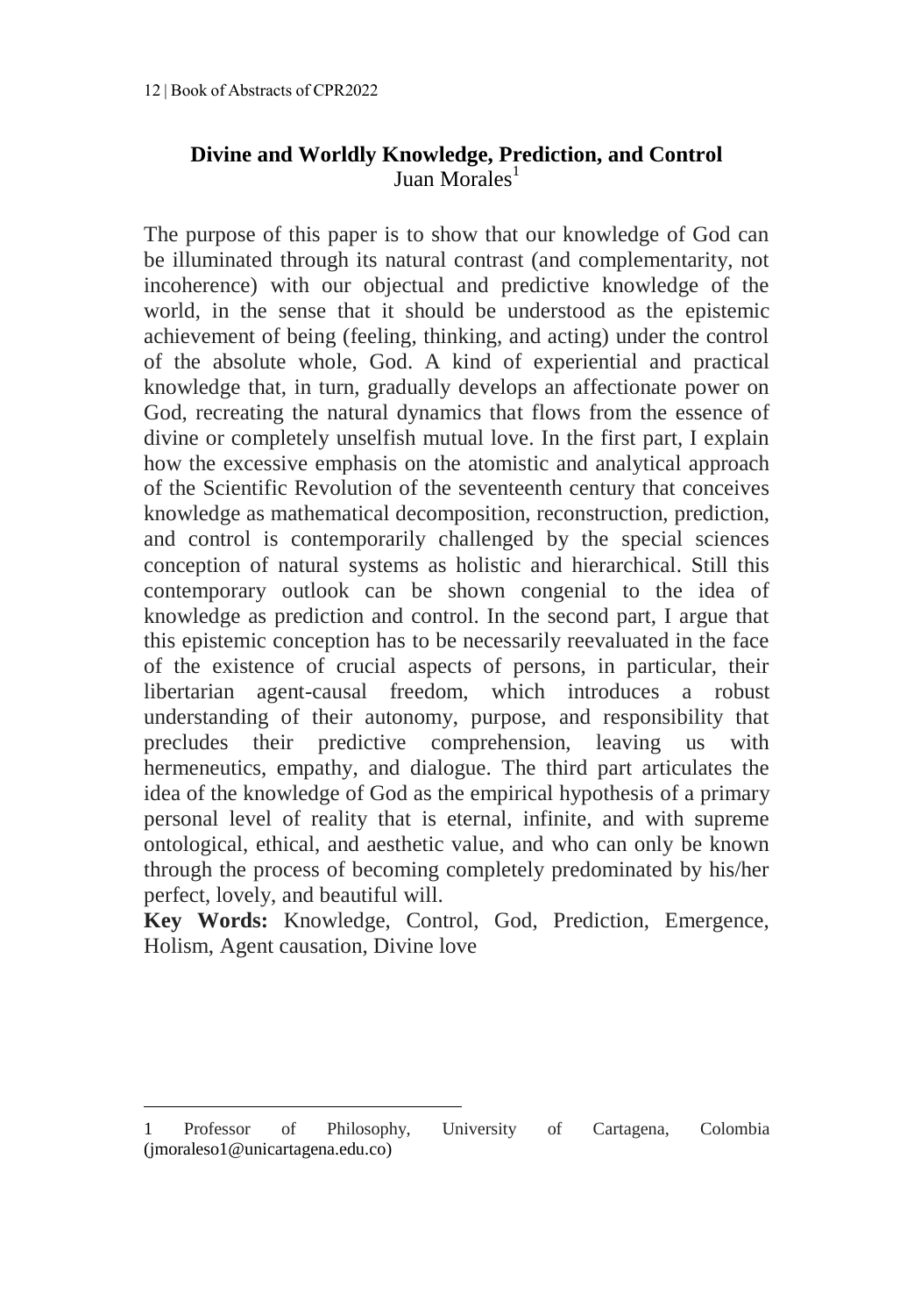## Divine and Worldly Knowledge, Prediction, and Control

Juan Morales[1]

The purpose of this paper is to show that our knowledge of God can be illuminated through its natural contrast (and complementarity, not incoherence) with our objectual and predictive knowledge of the world, in the sense that it should be understood as the epistemic achievement of being (feeling, thinking, and acting) under the control of the absolute whole, God. A kind of experiential and practical knowledge that, in turn, gradually develops an affectionate power on God, recreating the natural dynamics that flows from the essence of divine or completely unselfish mutual love. In the first part, I explain how the excessive emphasis on the atomistic and analytical approach of the Scientific Revolution of the seventeenth century that conceives knowledge as mathematical decomposition, reconstruction, prediction, and control is contemporarily challenged by the special sciences conception of natural systems as holistic and hierarchical. Still this contemporary outlook can be shown congenial to the idea of knowledge as prediction and control. In the second part, I argue that this epistemic conception has to be necessarily reevaluated in the face of the existence of crucial aspects of persons, in particular, their libertarian agent-causal freedom, which introduces a robust understanding of their autonomy, purpose, and responsibility that precludes their predictive comprehension, leaving us with hermeneutics, empathy, and dialogue. The third part articulates the idea of the knowledge of God as the empirical hypothesis of a primary personal level of reality that is eternal, infinite, and with supreme ontological, ethical, and aesthetic value, and who can only be known through the process of becoming completely predominated by his/her perfect, lovely, and beautiful will.

**Key Words:** Knowledge, Control, God, Prediction, Emergence, Holism, Agent causation, Divine love

---

1 Professor of Philosophy, University of Cartagena, Colombia (jmoraleso1@unicartagena.edu.co)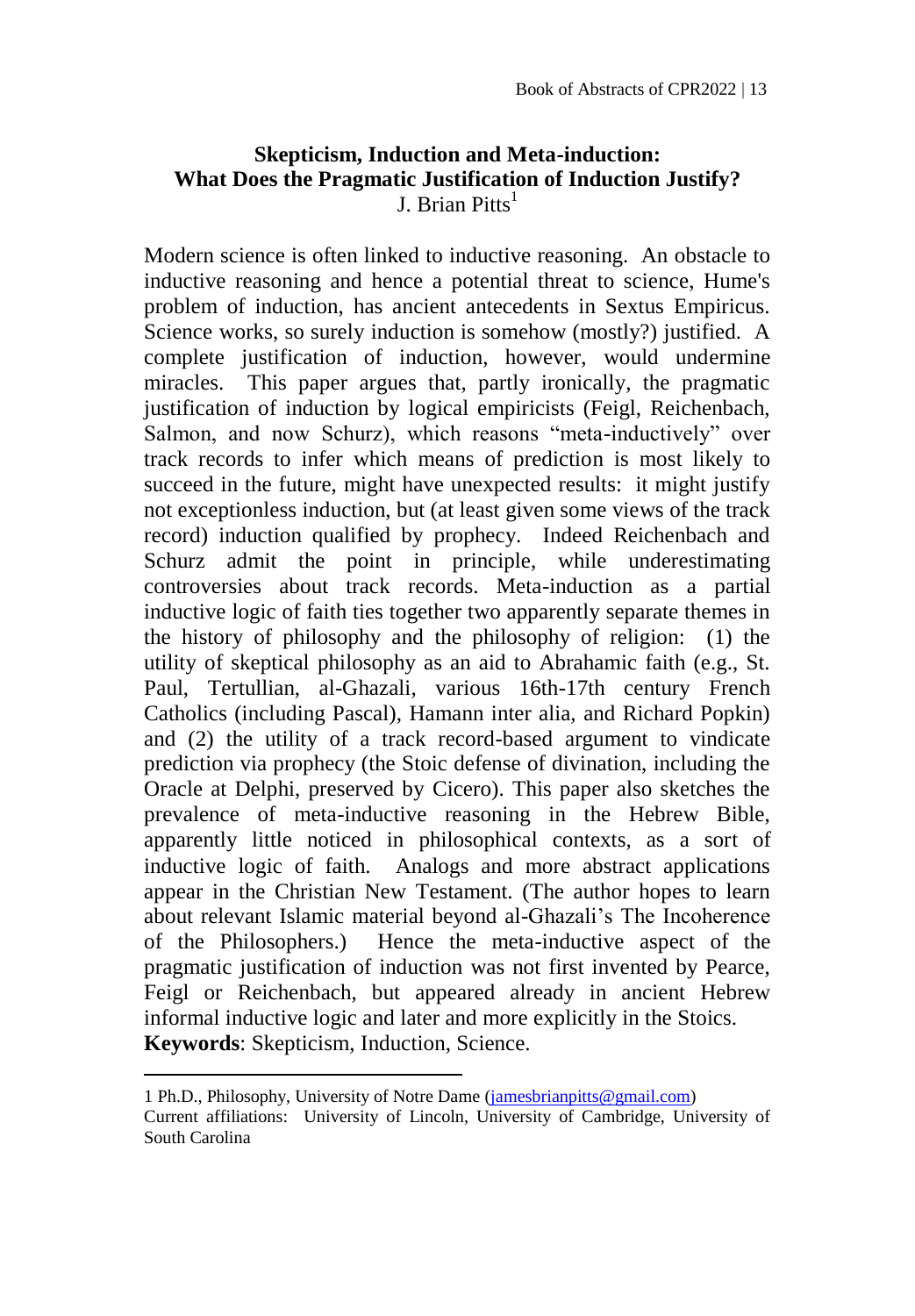## Skepticism, Induction and Meta-induction: What Does the Pragmatic Justification of Induction Justify?

J. Brian Pitts[1]

Modern science is often linked to inductive reasoning. An obstacle to inductive reasoning and hence a potential threat to science, Hume's problem of induction, has ancient antecedents in Sextus Empiricus. Science works, so surely induction is somehow (mostly?) justified. A complete justification of induction, however, would undermine miracles. This paper argues that, partly ironically, the pragmatic justification of induction by logical empiricists (Feigl, Reichenbach, Salmon, and now Schurz), which reasons "meta-inductively" over track records to infer which means of prediction is most likely to succeed in the future, might have unexpected results: it might justify not exceptionless induction, but (at least given some views of the track record) induction qualified by prophecy. Indeed Reichenbach and Schurz admit the point in principle, while underestimating controversies about track records. Meta-induction as a partial inductive logic of faith ties together two apparently separate themes in the history of philosophy and the philosophy of religion: (1) the utility of skeptical philosophy as an aid to Abrahamic faith (e.g., St. Paul, Tertullian, al-Ghazali, various 16th-17th century French Catholics (including Pascal), Hamann inter alia, and Richard Popkin) and (2) the utility of a track record-based argument to vindicate prediction via prophecy (the Stoic defense of divination, including the Oracle at Delphi, preserved by Cicero). This paper also sketches the prevalence of meta-inductive reasoning in the Hebrew Bible, apparently little noticed in philosophical contexts, as a sort of inductive logic of faith. Analogs and more abstract applications appear in the Christian New Testament. (The author hopes to learn about relevant Islamic material beyond al-Ghazali's The Incoherence of the Philosophers.) Hence the meta-inductive aspect of the pragmatic justification of induction was not first invented by Pearce, Feigl or Reichenbach, but appeared already in ancient Hebrew informal inductive logic and later and more explicitly in the Stoics.

**Keywords**: Skepticism, Induction, Science.

---

[1] Ph.D., Philosophy, University of Notre Dame (jamesbrianpitts@gmail.com)
Current affiliations: University of Lincoln, University of Cambridge, University of South Carolina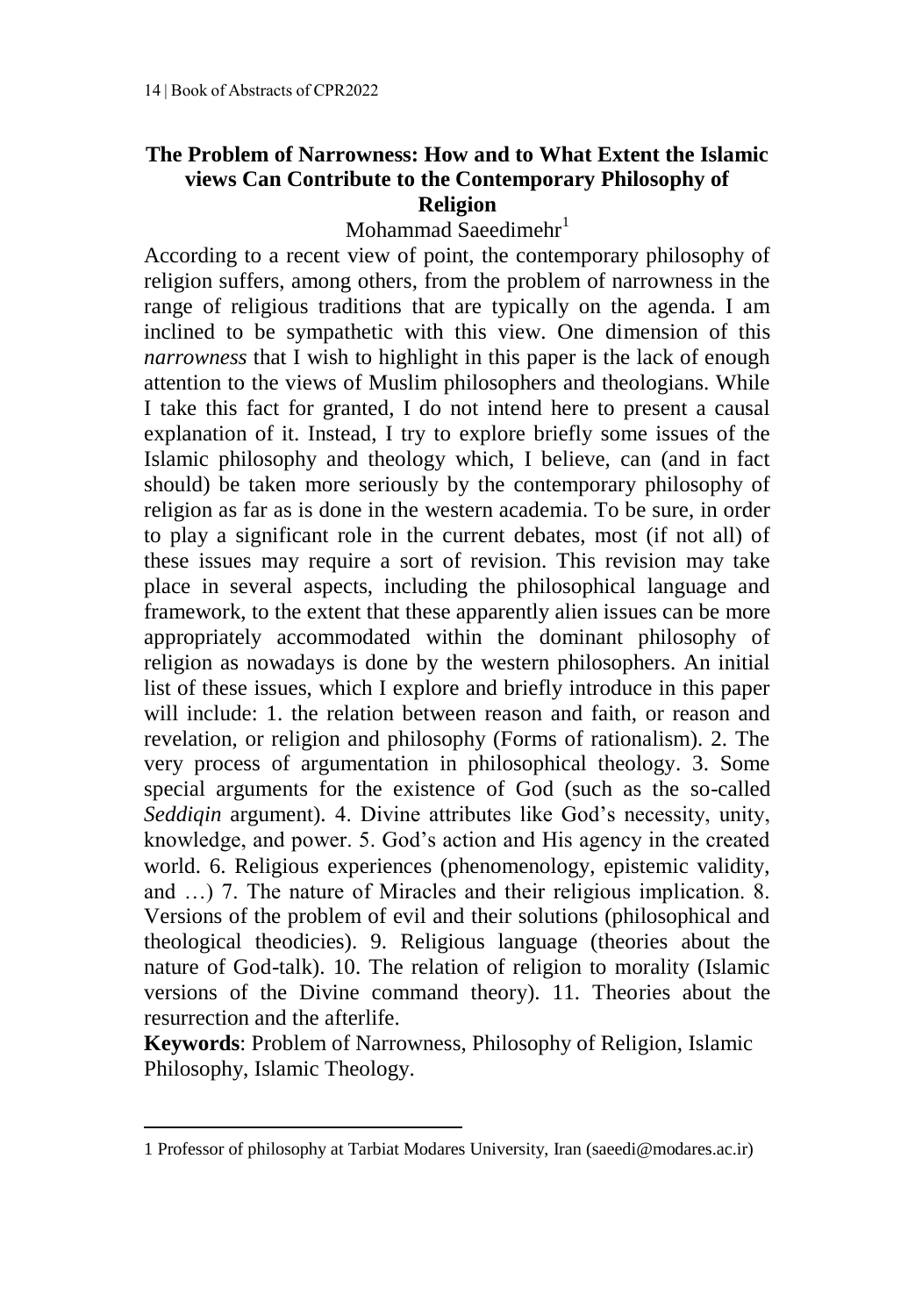## The Problem of Narrowness: How and to What Extent the Islamic views Can Contribute to the Contemporary Philosophy of Religion

Mohammad Saeedimehr[1]

According to a recent view of point, the contemporary philosophy of religion suffers, among others, from the problem of narrowness in the range of religious traditions that are typically on the agenda. I am inclined to be sympathetic with this view. One dimension of this *narrowness* that I wish to highlight in this paper is the lack of enough attention to the views of Muslim philosophers and theologians. While I take this fact for granted, I do not intend here to present a causal explanation of it. Instead, I try to explore briefly some issues of the Islamic philosophy and theology which, I believe, can (and in fact should) be taken more seriously by the contemporary philosophy of religion as far as is done in the western academia. To be sure, in order to play a significant role in the current debates, most (if not all) of these issues may require a sort of revision. This revision may take place in several aspects, including the philosophical language and framework, to the extent that these apparently alien issues can be more appropriately accommodated within the dominant philosophy of religion as nowadays is done by the western philosophers. An initial list of these issues, which I explore and briefly introduce in this paper will include: 1. the relation between reason and faith, or reason and revelation, or religion and philosophy (Forms of rationalism). 2. The very process of argumentation in philosophical theology. 3. Some special arguments for the existence of God (such as the so-called *Seddiqin* argument). 4. Divine attributes like God's necessity, unity, knowledge, and power. 5. God's action and His agency in the created world. 6. Religious experiences (phenomenology, epistemic validity, and …) 7. The nature of Miracles and their religious implication. 8. Versions of the problem of evil and their solutions (philosophical and theological theodicies). 9. Religious language (theories about the nature of God-talk). 10. The relation of religion to morality (Islamic versions of the Divine command theory). 11. Theories about the resurrection and the afterlife.

**Keywords**: Problem of Narrowness, Philosophy of Religion, Islamic Philosophy, Islamic Theology.

---

[1] Professor of philosophy at Tarbiat Modares University, Iran (saeedi@modares.ac.ir)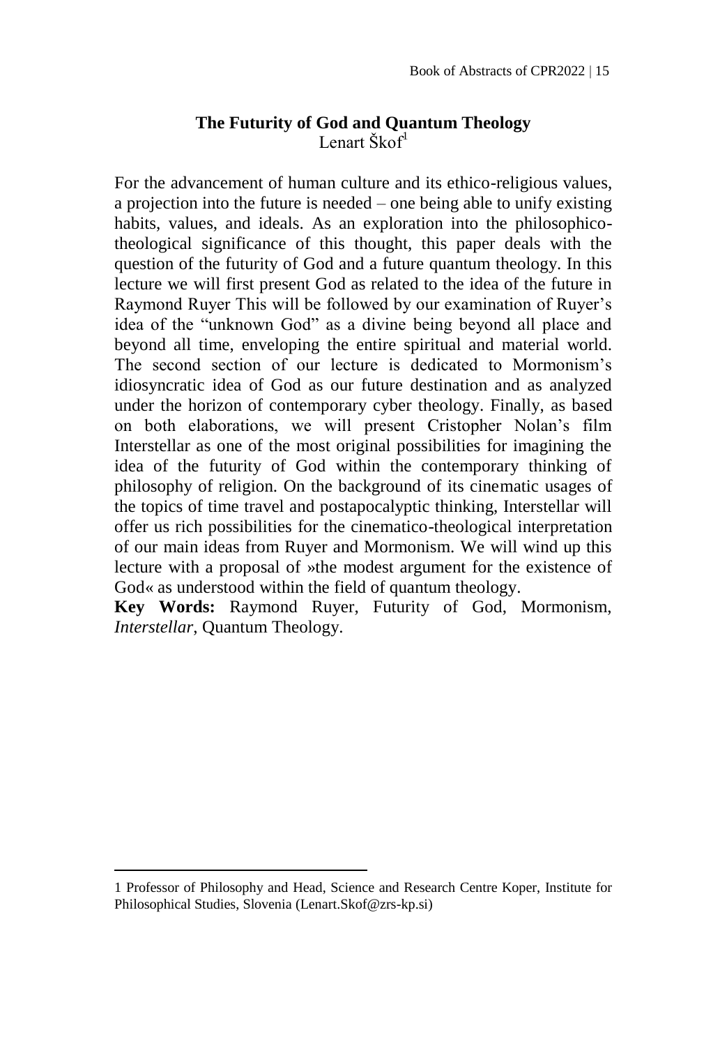## The Futurity of God and Quantum Theology

Lenart Škof[1]

For the advancement of human culture and its ethico-religious values, a projection into the future is needed – one being able to unify existing habits, values, and ideals. As an exploration into the philosophico-theological significance of this thought, this paper deals with the question of the futurity of God and a future quantum theology. In this lecture we will first present God as related to the idea of the future in Raymond Ruyer This will be followed by our examination of Ruyer's idea of the "unknown God" as a divine being beyond all place and beyond all time, enveloping the entire spiritual and material world. The second section of our lecture is dedicated to Mormonism's idiosyncratic idea of God as our future destination and as analyzed under the horizon of contemporary cyber theology. Finally, as based on both elaborations, we will present Cristopher Nolan's film Interstellar as one of the most original possibilities for imagining the idea of the futurity of God within the contemporary thinking of philosophy of religion. On the background of its cinematic usages of the topics of time travel and postapocalyptic thinking, Interstellar will offer us rich possibilities for the cinematico-theological interpretation of our main ideas from Ruyer and Mormonism. We will wind up this lecture with a proposal of »the modest argument for the existence of God« as understood within the field of quantum theology.

**Key Words:** Raymond Ruyer, Futurity of God, Mormonism, *Interstellar*, Quantum Theology.

---

1 Professor of Philosophy and Head, Science and Research Centre Koper, Institute for Philosophical Studies, Slovenia (Lenart.Skof@zrs-kp.si)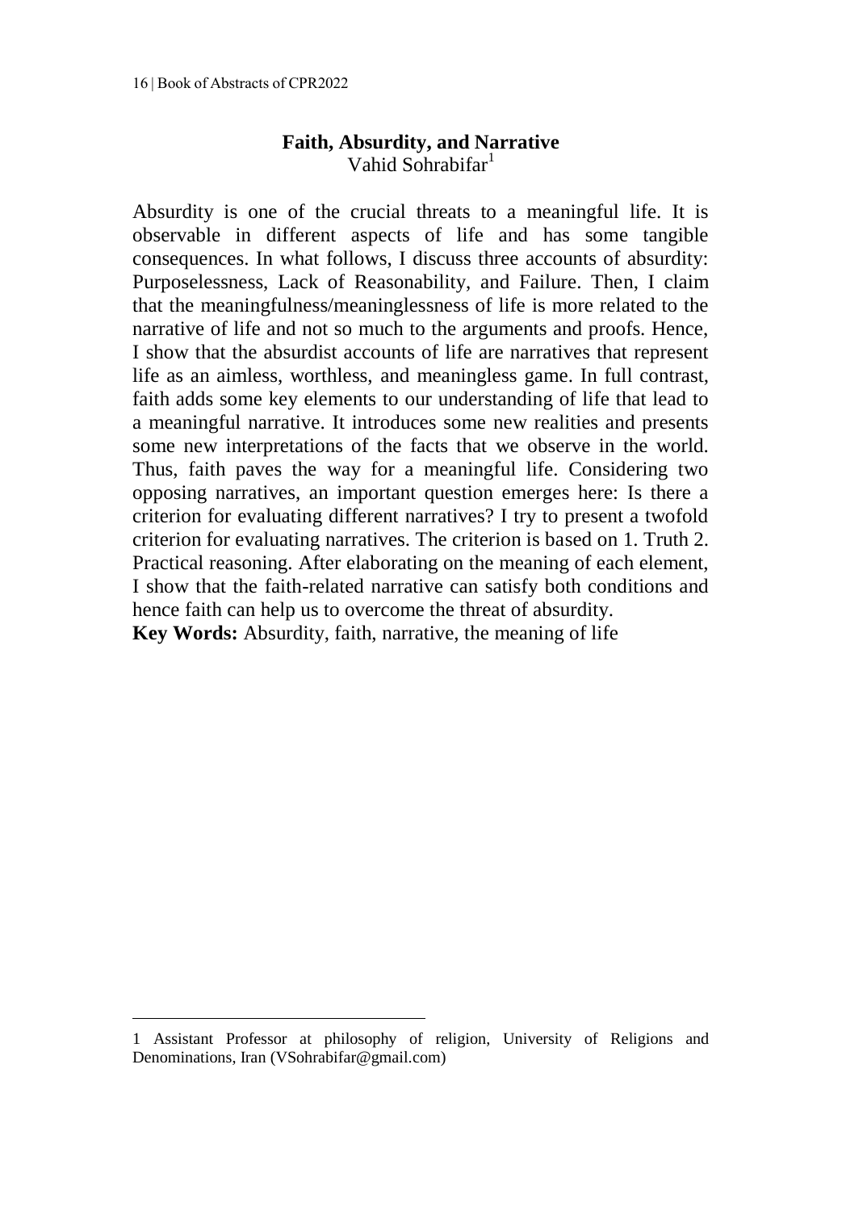## Faith, Absurdity, and Narrative

Vahid Sohrabifar[1]

Absurdity is one of the crucial threats to a meaningful life. It is observable in different aspects of life and has some tangible consequences. In what follows, I discuss three accounts of absurdity: Purposelessness, Lack of Reasonability, and Failure. Then, I claim that the meaningfulness/meaninglessness of life is more related to the narrative of life and not so much to the arguments and proofs. Hence, I show that the absurdist accounts of life are narratives that represent life as an aimless, worthless, and meaningless game. In full contrast, faith adds some key elements to our understanding of life that lead to a meaningful narrative. It introduces some new realities and presents some new interpretations of the facts that we observe in the world. Thus, faith paves the way for a meaningful life. Considering two opposing narratives, an important question emerges here: Is there a criterion for evaluating different narratives? I try to present a twofold criterion for evaluating narratives. The criterion is based on 1. Truth 2. Practical reasoning. After elaborating on the meaning of each element, I show that the faith-related narrative can satisfy both conditions and hence faith can help us to overcome the threat of absurdity.

**Key Words:** Absurdity, faith, narrative, the meaning of life

---

1 Assistant Professor at philosophy of religion, University of Religions and Denominations, Iran (VSohrabifar@gmail.com)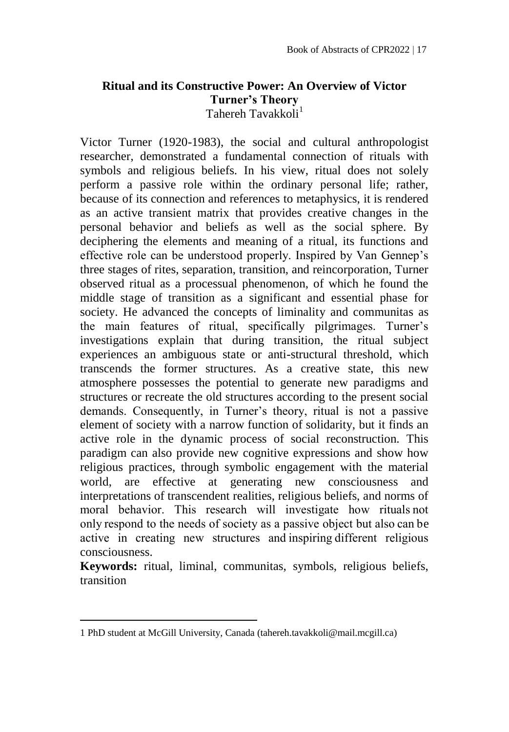## Ritual and its Constructive Power: An Overview of Victor Turner's Theory

Tahereh Tavakkoli[1]

Victor Turner (1920-1983), the social and cultural anthropologist researcher, demonstrated a fundamental connection of rituals with symbols and religious beliefs. In his view, ritual does not solely perform a passive role within the ordinary personal life; rather, because of its connection and references to metaphysics, it is rendered as an active transient matrix that provides creative changes in the personal behavior and beliefs as well as the social sphere. By deciphering the elements and meaning of a ritual, its functions and effective role can be understood properly. Inspired by Van Gennep's three stages of rites, separation, transition, and reincorporation, Turner observed ritual as a processual phenomenon, of which he found the middle stage of transition as a significant and essential phase for society. He advanced the concepts of liminality and communitas as the main features of ritual, specifically pilgrimages. Turner's investigations explain that during transition, the ritual subject experiences an ambiguous state or anti-structural threshold, which transcends the former structures. As a creative state, this new atmosphere possesses the potential to generate new paradigms and structures or recreate the old structures according to the present social demands. Consequently, in Turner's theory, ritual is not a passive element of society with a narrow function of solidarity, but it finds an active role in the dynamic process of social reconstruction. This paradigm can also provide new cognitive expressions and show how religious practices, through symbolic engagement with the material world, are effective at generating new consciousness and interpretations of transcendent realities, religious beliefs, and norms of moral behavior. This research will investigate how rituals not only respond to the needs of society as a passive object but also can be active in creating new structures and inspiring different religious consciousness.

**Keywords:** ritual, liminal, communitas, symbols, religious beliefs, transition

---

[1] PhD student at McGill University, Canada (tahereh.tavakkoli@mail.mcgill.ca)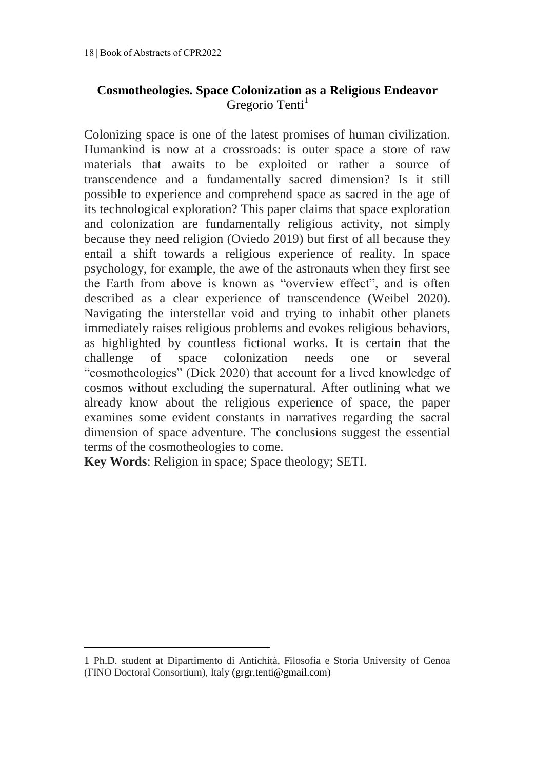## Cosmotheologies. Space Colonization as a Religious Endeavor

Gregorio Tenti[1]

Colonizing space is one of the latest promises of human civilization. Humankind is now at a crossroads: is outer space a store of raw materials that awaits to be exploited or rather a source of transcendence and a fundamentally sacred dimension? Is it still possible to experience and comprehend space as sacred in the age of its technological exploration? This paper claims that space exploration and colonization are fundamentally religious activity, not simply because they need religion (Oviedo 2019) but first of all because they entail a shift towards a religious experience of reality. In space psychology, for example, the awe of the astronauts when they first see the Earth from above is known as "overview effect", and is often described as a clear experience of transcendence (Weibel 2020). Navigating the interstellar void and trying to inhabit other planets immediately raises religious problems and evokes religious behaviors, as highlighted by countless fictional works. It is certain that the challenge of space colonization needs one or several "cosmotheologies" (Dick 2020) that account for a lived knowledge of cosmos without excluding the supernatural. After outlining what we already know about the religious experience of space, the paper examines some evident constants in narratives regarding the sacral dimension of space adventure. The conclusions suggest the essential terms of the cosmotheologies to come.

**Key Words**: Religion in space; Space theology; SETI.

---

1 Ph.D. student at Dipartimento di Antichità, Filosofia e Storia University of Genoa (FINO Doctoral Consortium), Italy (grgr.tenti@gmail.com)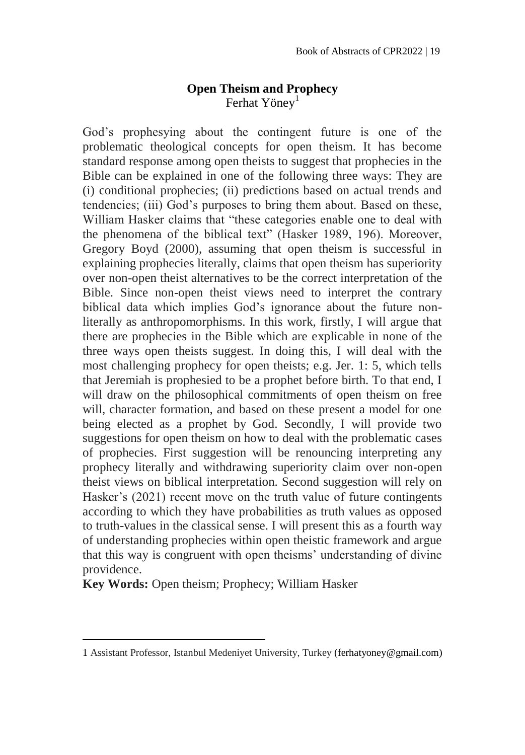## Open Theism and Prophecy

Ferhat Yöney[1]

God's prophesying about the contingent future is one of the problematic theological concepts for open theism. It has become standard response among open theists to suggest that prophecies in the Bible can be explained in one of the following three ways: They are (i) conditional prophecies; (ii) predictions based on actual trends and tendencies; (iii) God's purposes to bring them about. Based on these, William Hasker claims that "these categories enable one to deal with the phenomena of the biblical text" (Hasker 1989, 196). Moreover, Gregory Boyd (2000), assuming that open theism is successful in explaining prophecies literally, claims that open theism has superiority over non-open theist alternatives to be the correct interpretation of the Bible. Since non-open theist views need to interpret the contrary biblical data which implies God's ignorance about the future non-literally as anthropomorphisms. In this work, firstly, I will argue that there are prophecies in the Bible which are explicable in none of the three ways open theists suggest. In doing this, I will deal with the most challenging prophecy for open theists; e.g. Jer. 1: 5, which tells that Jeremiah is prophesied to be a prophet before birth. To that end, I will draw on the philosophical commitments of open theism on free will, character formation, and based on these present a model for one being elected as a prophet by God. Secondly, I will provide two suggestions for open theism on how to deal with the problematic cases of prophecies. First suggestion will be renouncing interpreting any prophecy literally and withdrawing superiority claim over non-open theist views on biblical interpretation. Second suggestion will rely on Hasker's (2021) recent move on the truth value of future contingents according to which they have probabilities as truth values as opposed to truth-values in the classical sense. I will present this as a fourth way of understanding prophecies within open theistic framework and argue that this way is congruent with open theisms' understanding of divine providence.

**Key Words:** Open theism; Prophecy; William Hasker

---

1 Assistant Professor, Istanbul Medeniyet University, Turkey (ferhatyoney@gmail.com)